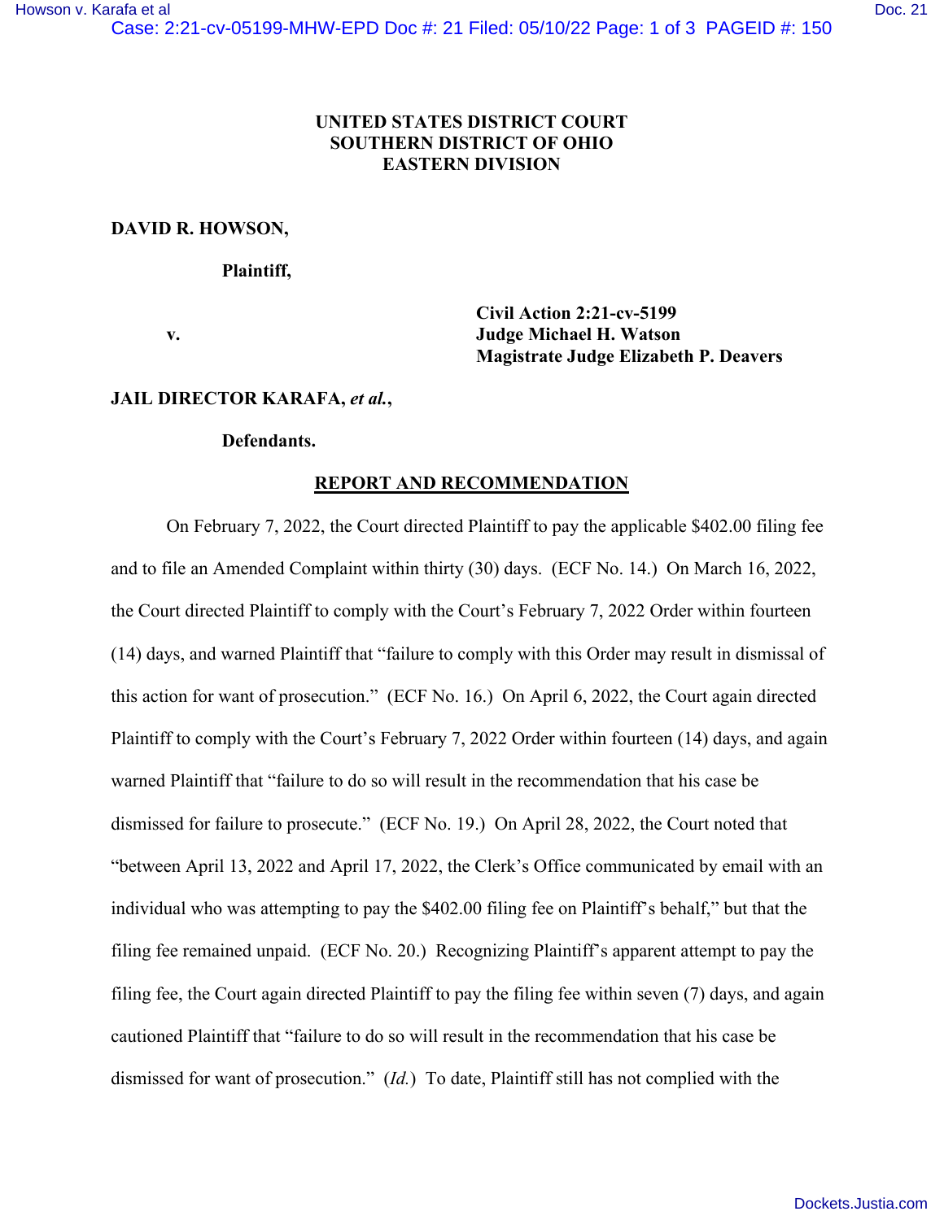**UNITED STATES DISTRICT COURT**
**SOUTHERN DISTRICT OF OHIO**
**EASTERN DIVISION**

**DAVID R. HOWSON,**

**Plaintiff,**

**v.**

**Civil Action 2:21-cv-5199**
**Judge Michael H. Watson**
**Magistrate Judge Elizabeth P. Deavers**

**JAIL DIRECTOR KARAFA, *et al.*,**

**Defendants.**

## REPORT AND RECOMMENDATION

On February 7, 2022, the Court directed Plaintiff to pay the applicable $402.00 filing fee and to file an Amended Complaint within thirty (30) days. (ECF No. 14.) On March 16, 2022, the Court directed Plaintiff to comply with the Court's February 7, 2022 Order within fourteen (14) days, and warned Plaintiff that "failure to comply with this Order may result in dismissal of this action for want of prosecution." (ECF No. 16.) On April 6, 2022, the Court again directed Plaintiff to comply with the Court's February 7, 2022 Order within fourteen (14) days, and again warned Plaintiff that "failure to do so will result in the recommendation that his case be dismissed for failure to prosecute." (ECF No. 19.) On April 28, 2022, the Court noted that "between April 13, 2022 and April 17, 2022, the Clerk's Office communicated by email with an individual who was attempting to pay the $402.00 filing fee on Plaintiff's behalf," but that the filing fee remained unpaid. (ECF No. 20.) Recognizing Plaintiff's apparent attempt to pay the filing fee, the Court again directed Plaintiff to pay the filing fee within seven (7) days, and again cautioned Plaintiff that "failure to do so will result in the recommendation that his case be dismissed for want of prosecution." (*Id.*) To date, Plaintiff still has not complied with the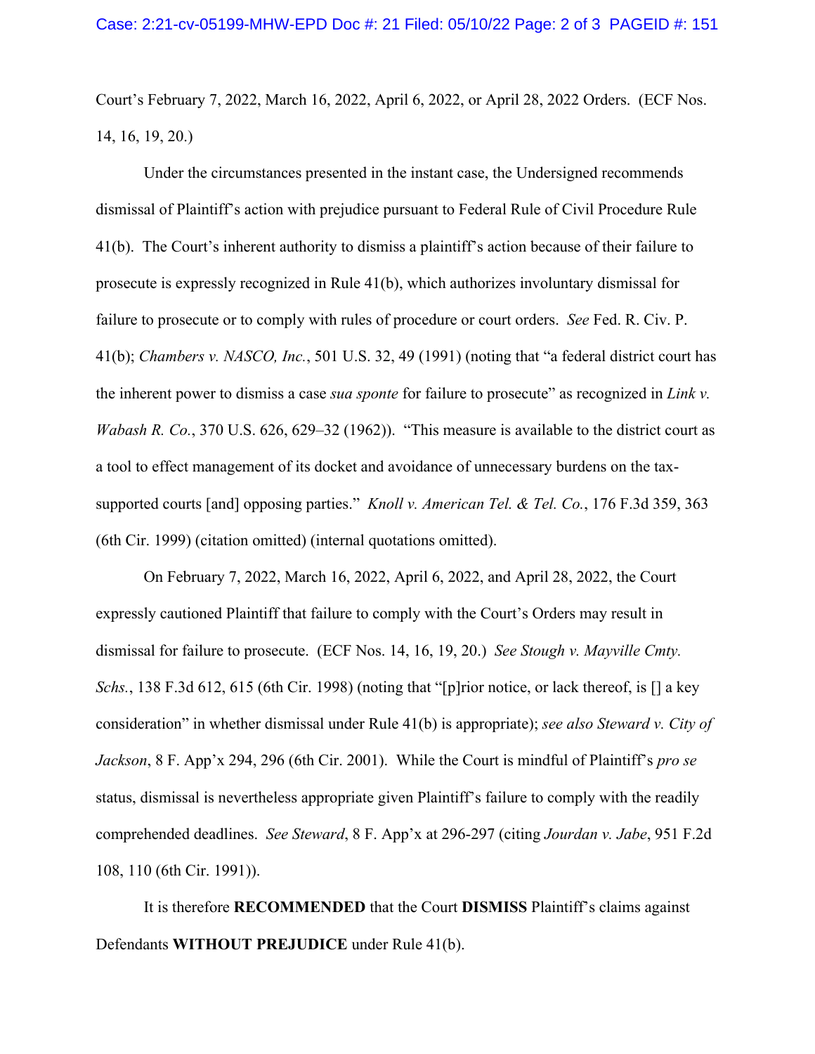Court's February 7, 2022, March 16, 2022, April 6, 2022, or April 28, 2022 Orders. (ECF Nos. 14, 16, 19, 20.)

Under the circumstances presented in the instant case, the Undersigned recommends dismissal of Plaintiff's action with prejudice pursuant to Federal Rule of Civil Procedure Rule 41(b). The Court's inherent authority to dismiss a plaintiff's action because of their failure to prosecute is expressly recognized in Rule 41(b), which authorizes involuntary dismissal for failure to prosecute or to comply with rules of procedure or court orders. *See* Fed. R. Civ. P. 41(b); *Chambers v. NASCO, Inc.*, 501 U.S. 32, 49 (1991) (noting that "a federal district court has the inherent power to dismiss a case *sua sponte* for failure to prosecute" as recognized in *Link v. Wabash R. Co.*, 370 U.S. 626, 629–32 (1962)). "This measure is available to the district court as a tool to effect management of its docket and avoidance of unnecessary burdens on the tax-supported courts [and] opposing parties." *Knoll v. American Tel. & Tel. Co.*, 176 F.3d 359, 363 (6th Cir. 1999) (citation omitted) (internal quotations omitted).

On February 7, 2022, March 16, 2022, April 6, 2022, and April 28, 2022, the Court expressly cautioned Plaintiff that failure to comply with the Court's Orders may result in dismissal for failure to prosecute. (ECF Nos. 14, 16, 19, 20.) *See Stough v. Mayville Cmty. Schs.*, 138 F.3d 612, 615 (6th Cir. 1998) (noting that "[p]rior notice, or lack thereof, is [] a key consideration" in whether dismissal under Rule 41(b) is appropriate); *see also Steward v. City of Jackson*, 8 F. App'x 294, 296 (6th Cir. 2001). While the Court is mindful of Plaintiff's *pro se* status, dismissal is nevertheless appropriate given Plaintiff's failure to comply with the readily comprehended deadlines. *See Steward*, 8 F. App'x at 296-297 (citing *Jourdan v. Jabe*, 951 F.2d 108, 110 (6th Cir. 1991)).

It is therefore **RECOMMENDED** that the Court **DISMISS** Plaintiff's claims against Defendants **WITHOUT PREJUDICE** under Rule 41(b).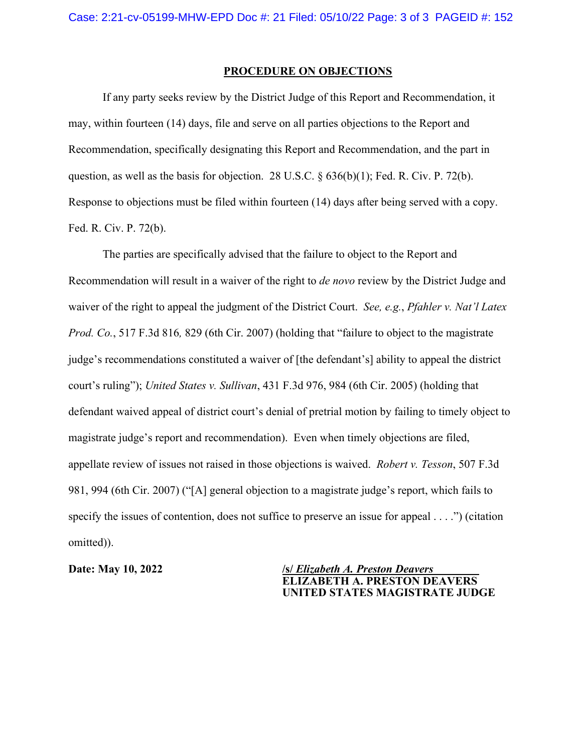## PROCEDURE ON OBJECTIONS

If any party seeks review by the District Judge of this Report and Recommendation, it may, within fourteen (14) days, file and serve on all parties objections to the Report and Recommendation, specifically designating this Report and Recommendation, and the part in question, as well as the basis for objection. 28 U.S.C. § 636(b)(1); Fed. R. Civ. P. 72(b). Response to objections must be filed within fourteen (14) days after being served with a copy. Fed. R. Civ. P. 72(b).

The parties are specifically advised that the failure to object to the Report and Recommendation will result in a waiver of the right to *de novo* review by the District Judge and waiver of the right to appeal the judgment of the District Court. *See, e.g.*, *Pfahler v. Nat'l Latex Prod. Co.*, 517 F.3d 816, 829 (6th Cir. 2007) (holding that "failure to object to the magistrate judge's recommendations constituted a waiver of [the defendant's] ability to appeal the district court's ruling"); *United States v. Sullivan*, 431 F.3d 976, 984 (6th Cir. 2005) (holding that defendant waived appeal of district court's denial of pretrial motion by failing to timely object to magistrate judge's report and recommendation). Even when timely objections are filed, appellate review of issues not raised in those objections is waived. *Robert v. Tesson*, 507 F.3d 981, 994 (6th Cir. 2007) ("[A] general objection to a magistrate judge's report, which fails to specify the issues of contention, does not suffice to preserve an issue for appeal . . . .") (citation omitted)).

**Date: May 10, 2022**

**/s/ *Elizabeth A. Preston Deavers***
**ELIZABETH A. PRESTON DEAVERS**
**UNITED STATES MAGISTRATE JUDGE**